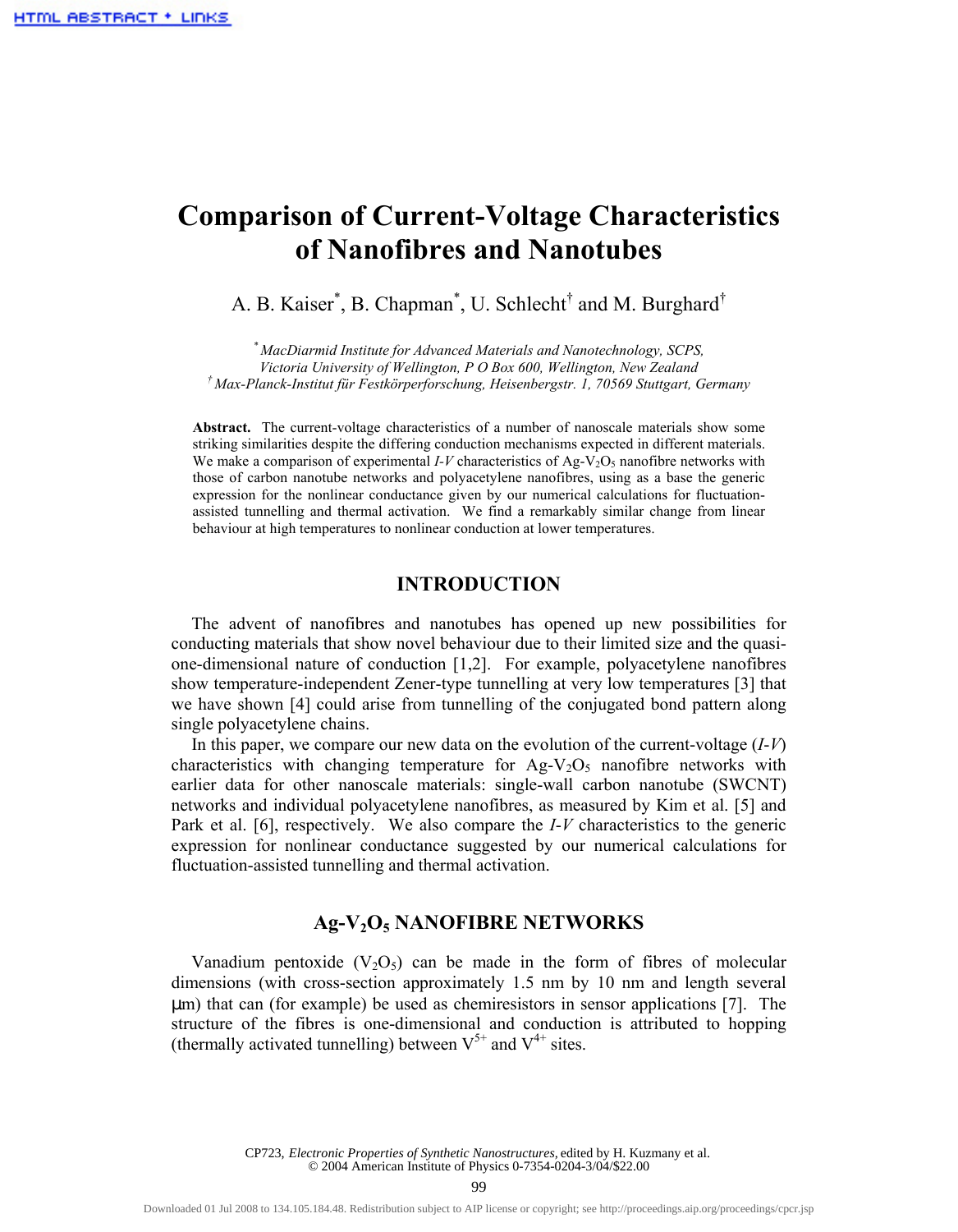# Comparison of Current-Voltage Characteristics of Nanofibres and Nanotubes

A. B. Kaiser[*], B. Chapman[*], U. Schlecht[†] and M. Burghard[†]

[*] *MacDiarmid Institute for Advanced Materials and Nanotechnology, SCPS, Victoria University of Wellington, P O Box 600, Wellington, New Zealand*
[†] *Max-Planck-Institut für Festkörperforschung, Heisenbergstr. 1, 70569 Stuttgart, Germany*

**Abstract.** The current-voltage characteristics of a number of nanoscale materials show some striking similarities despite the differing conduction mechanisms expected in different materials. We make a comparison of experimental *I-V* characteristics of Ag-$V_2O_5$ nanofibre networks with those of carbon nanotube networks and polyacetylene nanofibres, using as a base the generic expression for the nonlinear conductance given by our numerical calculations for fluctuation-assisted tunnelling and thermal activation. We find a remarkably similar change from linear behaviour at high temperatures to nonlinear conduction at lower temperatures.

## INTRODUCTION

The advent of nanofibres and nanotubes has opened up new possibilities for conducting materials that show novel behaviour due to their limited size and the quasi-one-dimensional nature of conduction [1,2]. For example, polyacetylene nanofibres show temperature-independent Zener-type tunnelling at very low temperatures [3] that we have shown [4] could arise from tunnelling of the conjugated bond pattern along single polyacetylene chains.

In this paper, we compare our new data on the evolution of the current-voltage (*I-V*) characteristics with changing temperature for Ag-$V_2O_5$ nanofibre networks with earlier data for other nanoscale materials: single-wall carbon nanotube (SWCNT) networks and individual polyacetylene nanofibres, as measured by Kim et al. [5] and Park et al. [6], respectively. We also compare the *I-V* characteristics to the generic expression for nonlinear conductance suggested by our numerical calculations for fluctuation-assisted tunnelling and thermal activation.

## Ag-$V_2O_5$ NANOFIBRE NETWORKS

Vanadium pentoxide ($V_2O_5$) can be made in the form of fibres of molecular dimensions (with cross-section approximately 1.5 nm by 10 nm and length several μm) that can (for example) be used as chemiresistors in sensor applications [7]. The structure of the fibres is one-dimensional and conduction is attributed to hopping (thermally activated tunnelling) between $V^{5+}$ and $V^{4+}$ sites.

CP723, *Electronic Properties of Synthetic Nanostructures,* edited by H. Kuzmany et al.
© 2004 American Institute of Physics 0-7354-0204-3/04/$22.00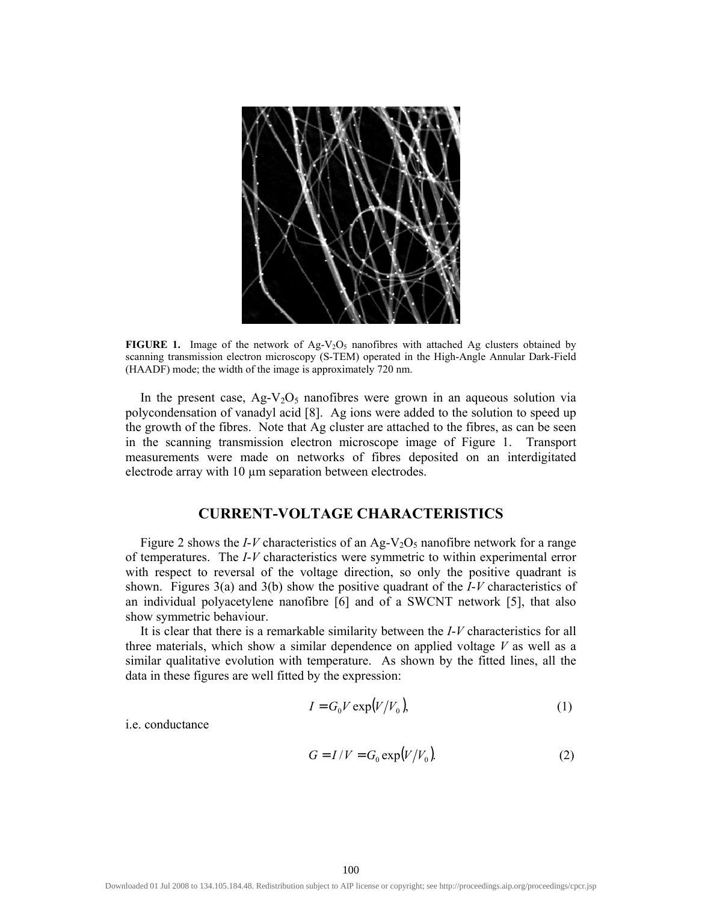**FIGURE 1.** Image of the network of $Ag$-$V_2O_5$ nanofibres with attached Ag clusters obtained by scanning transmission electron microscopy (S-TEM) operated in the High-Angle Annular Dark-Field (HAADF) mode; the width of the image is approximately 720 nm.

In the present case, $Ag$-$V_2O_5$ nanofibres were grown in an aqueous solution via polycondensation of vanadyl acid [8]. Ag ions were added to the solution to speed up the growth of the fibres. Note that Ag cluster are attached to the fibres, as can be seen in the scanning transmission electron microscope image of Figure 1. Transport measurements were made on networks of fibres deposited on an interdigitated electrode array with 10 μm separation between electrodes.

## CURRENT-VOLTAGE CHARACTERISTICS

Figure 2 shows the *I-V* characteristics of an $Ag$-$V_2O_5$ nanofibre network for a range of temperatures. The *I-V* characteristics were symmetric to within experimental error with respect to reversal of the voltage direction, so only the positive quadrant is shown. Figures 3(a) and 3(b) show the positive quadrant of the *I-V* characteristics of an individual polyacetylene nanofibre [6] and of a SWCNT network [5], that also show symmetric behaviour.

It is clear that there is a remarkable similarity between the *I-V* characteristics for all three materials, which show a similar dependence on applied voltage $V$ as well as a similar qualitative evolution with temperature. As shown by the fitted lines, all the data in these figures are well fitted by the expression:

$$I = G_0 V \exp(V/V_0), \tag{1}$$

i.e. conductance

$$G = I/V = G_0 \exp(V/V_0). \tag{2}$$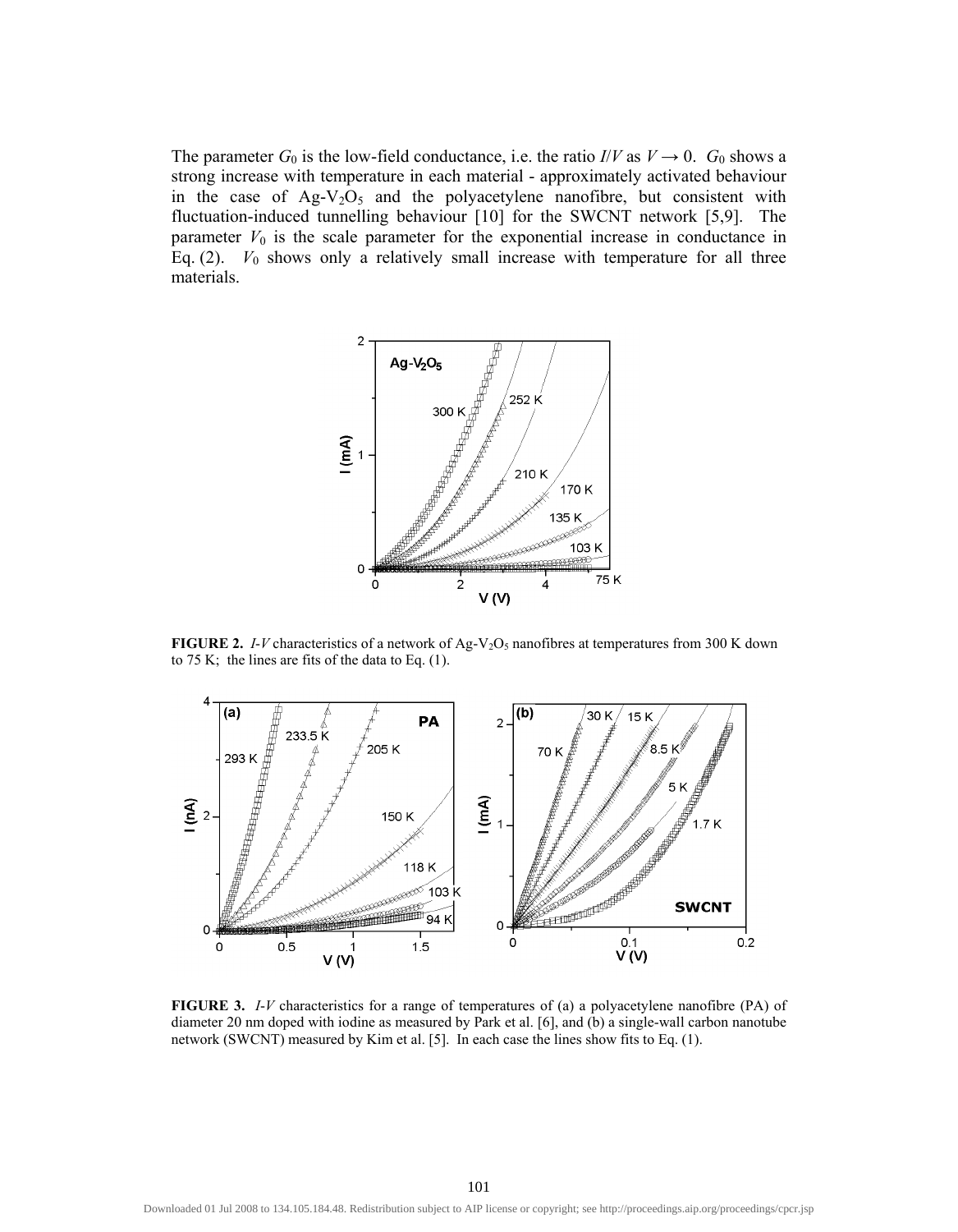The parameter $G_0$ is the low-field conductance, i.e. the ratio $I/V$ as $V \rightarrow 0$. $G_0$ shows a strong increase with temperature in each material - approximately activated behaviour in the case of $Ag\text{-}V_2O_5$ and the polyacetylene nanofibre, but consistent with fluctuation-induced tunnelling behaviour [10] for the SWCNT network [5,9]. The parameter $V_0$ is the scale parameter for the exponential increase in conductance in Eq. (2). $V_0$ shows only a relatively small increase with temperature for all three materials.

**FIGURE 2.** *I-V* characteristics of a network of $Ag\text{-}V_2O_5$ nanofibres at temperatures from 300 K down to 75 K; the lines are fits of the data to Eq. (1).

**FIGURE 3.** *I-V* characteristics for a range of temperatures of (a) a polyacetylene nanofibre (PA) of diameter 20 nm doped with iodine as measured by Park et al. [6], and (b) a single-wall carbon nanotube network (SWCNT) measured by Kim et al. [5]. In each case the lines show fits to Eq. (1).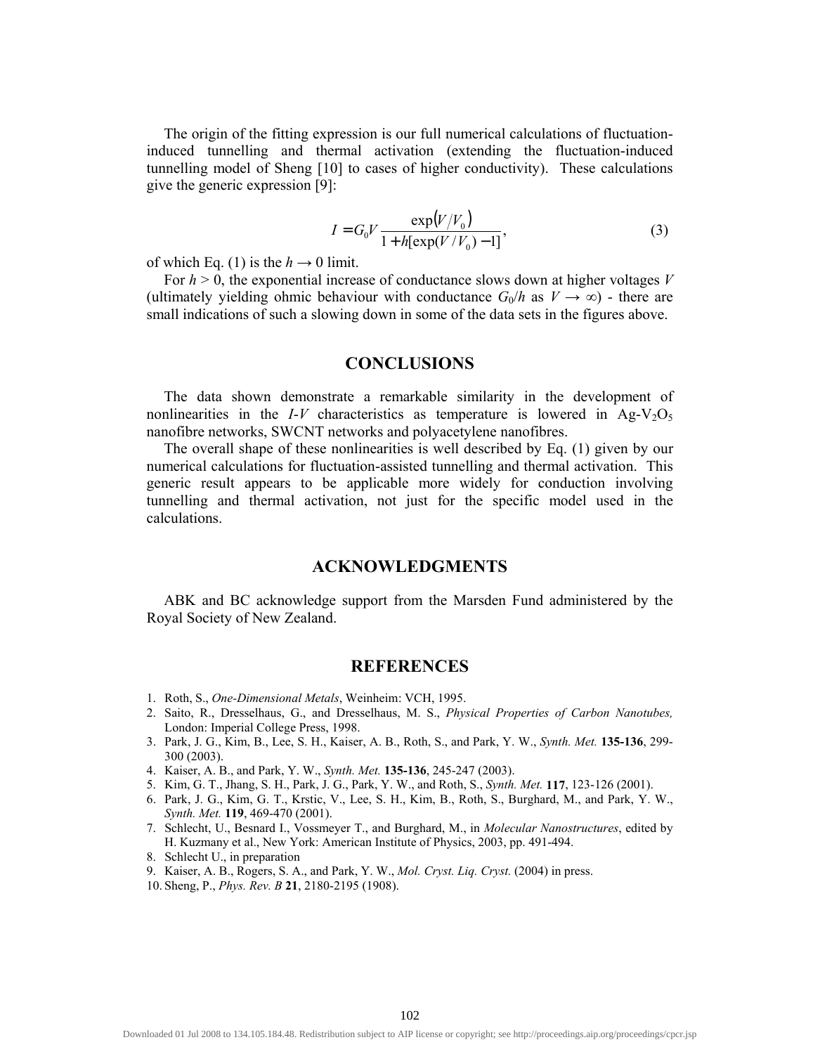The origin of the fitting expression is our full numerical calculations of fluctuation-induced tunnelling and thermal activation (extending the fluctuation-induced tunnelling model of Sheng [10] to cases of higher conductivity). These calculations give the generic expression [9]:

$$I = G_0 V \frac{\exp(V/V_0)}{1 + h[\exp(V/V_0) - 1]}, \tag{3}$$

of which Eq. (1) is the $h \rightarrow 0$ limit.

For $h > 0$, the exponential increase of conductance slows down at higher voltages $V$ (ultimately yielding ohmic behaviour with conductance $G_0/h$ as $V \rightarrow \infty$) - there are small indications of such a slowing down in some of the data sets in the figures above.

## CONCLUSIONS

The data shown demonstrate a remarkable similarity in the development of nonlinearities in the *I-V* characteristics as temperature is lowered in Ag-$V_2O_5$ nanofibre networks, SWCNT networks and polyacetylene nanofibres.

The overall shape of these nonlinearities is well described by Eq. (1) given by our numerical calculations for fluctuation-assisted tunnelling and thermal activation. This generic result appears to be applicable more widely for conduction involving tunnelling and thermal activation, not just for the specific model used in the calculations.

## ACKNOWLEDGMENTS

ABK and BC acknowledge support from the Marsden Fund administered by the Royal Society of New Zealand.

## REFERENCES

1. Roth, S., *One-Dimensional Metals*, Weinheim: VCH, 1995.
2. Saito, R., Dresselhaus, G., and Dresselhaus, M. S., *Physical Properties of Carbon Nanotubes,* London: Imperial College Press, 1998.
3. Park, J. G., Kim, B., Lee, S. H., Kaiser, A. B., Roth, S., and Park, Y. W., *Synth. Met.* **135-136**, 299-300 (2003).
4. Kaiser, A. B., and Park, Y. W., *Synth. Met.* **135-136**, 245-247 (2003).
5. Kim, G. T., Jhang, S. H., Park, J. G., Park, Y. W., and Roth, S., *Synth. Met.* **117**, 123-126 (2001).
6. Park, J. G., Kim, G. T., Krstic, V., Lee, S. H., Kim, B., Roth, S., Burghard, M., and Park, Y. W., *Synth. Met.* **119**, 469-470 (2001).
7. Schlecht, U., Besnard I., Vossmeyer T., and Burghard, M., in *Molecular Nanostructures*, edited by H. Kuzmany et al., New York: American Institute of Physics, 2003, pp. 491-494.
8. Schlecht U., in preparation
9. Kaiser, A. B., Rogers, S. A., and Park, Y. W., *Mol. Cryst. Liq. Cryst.* (2004) in press.
10. Sheng, P., *Phys. Rev. B* **21**, 2180-2195 (1908).